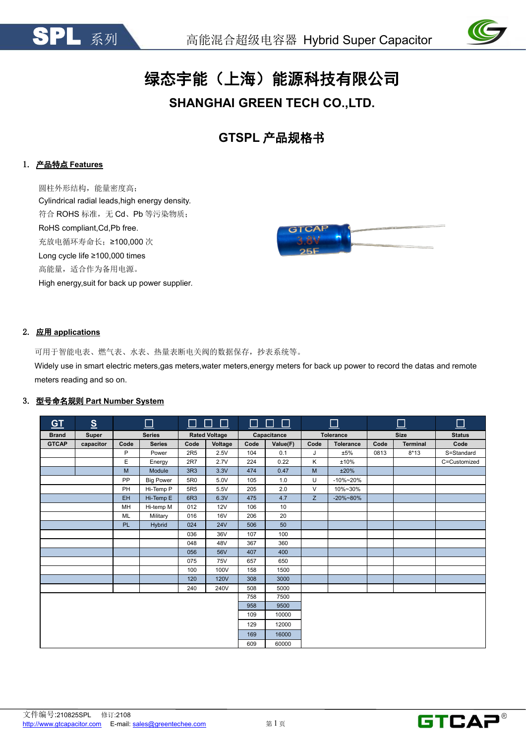# 绿态宇能（上海）能源科技有限公司

## SHANGHAI GREEN TECH CO.,LTD.

## GTSPL 产品规格书

### 1. 产品特点 Features

圆柱外形结构，能量密度高；
Cylindrical radial leads,high energy density.
符合 ROHS 标准，无 Cd、Pb 等污染物质；
RoHS compliant,Cd,Pb free.
充放电循环寿命长；≥100,000 次
Long cycle life ≥100,000 times
高能量，适合作为备用电源。
High energy,suit for back up power supplier.

### 2. 应用 applications

可用于智能电表、燃气表、水表、热量表断电关阀的数据保存，抄表系统等。
Widely use in smart electric meters,gas meters,water meters,energy meters for back up power to record the datas and remote meters reading and so on.

### 3. 型号命名规则 Part Number System

| GT | S | □ | | □ □ □ | | □ □ □ | | □ | | □ | | □ |
|---|---|---|---|---|---|---|---|---|---|---|---|---|
| Brand | Super | Series | | Rated Voltage | | Capacitance | | Tolerance | | Size | | Status |
| GTCAP | capacitor | Code | Series | Code | Voltage | Code | Value(F) | Code | Tolerance | Code | Terminal | Code |
| | | P | Power | 2R5 | 2.5V | 104 | 0.1 | J | ±5% | 0813 | 8*13 | S=Standard |
| | | E | Energy | 2R7 | 2.7V | 224 | 0.22 | K | ±10% | | | C=Customized |
| | | M | Module | 3R3 | 3.3V | 474 | 0.47 | M | ±20% | | | |
| | | PP | Big Power | 5R0 | 5.0V | 105 | 1.0 | U | -10%~20% | | | |
| | | PH | Hi-Temp P | 5R5 | 5.5V | 205 | 2.0 | V | 10%~30% | | | |
| | | EH | Hi-Temp E | 6R3 | 6.3V | 475 | 4.7 | Z | -20%~80% | | | |
| | | MH | Hi-temp M | 012 | 12V | 106 | 10 | | | | | |
| | | ML | Military | 016 | 16V | 206 | 20 | | | | | |
| | | PL | Hybrid | 024 | 24V | 506 | 50 | | | | | |
| | | | | 036 | 36V | 107 | 100 | | | | | |
| | | | | 048 | 48V | 367 | 360 | | | | | |
| | | | | 056 | 56V | 407 | 400 | | | | | |
| | | | | 075 | 75V | 657 | 650 | | | | | |
| | | | | 100 | 100V | 158 | 1500 | | | | | |
| | | | | 120 | 120V | 308 | 3000 | | | | | |
| | | | | 240 | 240V | 508 | 5000 | | | | | |
| | | | | | | 758 | 7500 | | | | | |
| | | | | | | 958 | 9500 | | | | | |
| | | | | | | 109 | 10000 | | | | | |
| | | | | | | 129 | 12000 | | | | | |
| | | | | | | 169 | 16000 | | | | | |
| | | | | | | 609 | 60000 | | | | | |

文件编号:210825SPL 修订:2108
http://www.gtcapacitor.com E-mail: sales@greentechee.com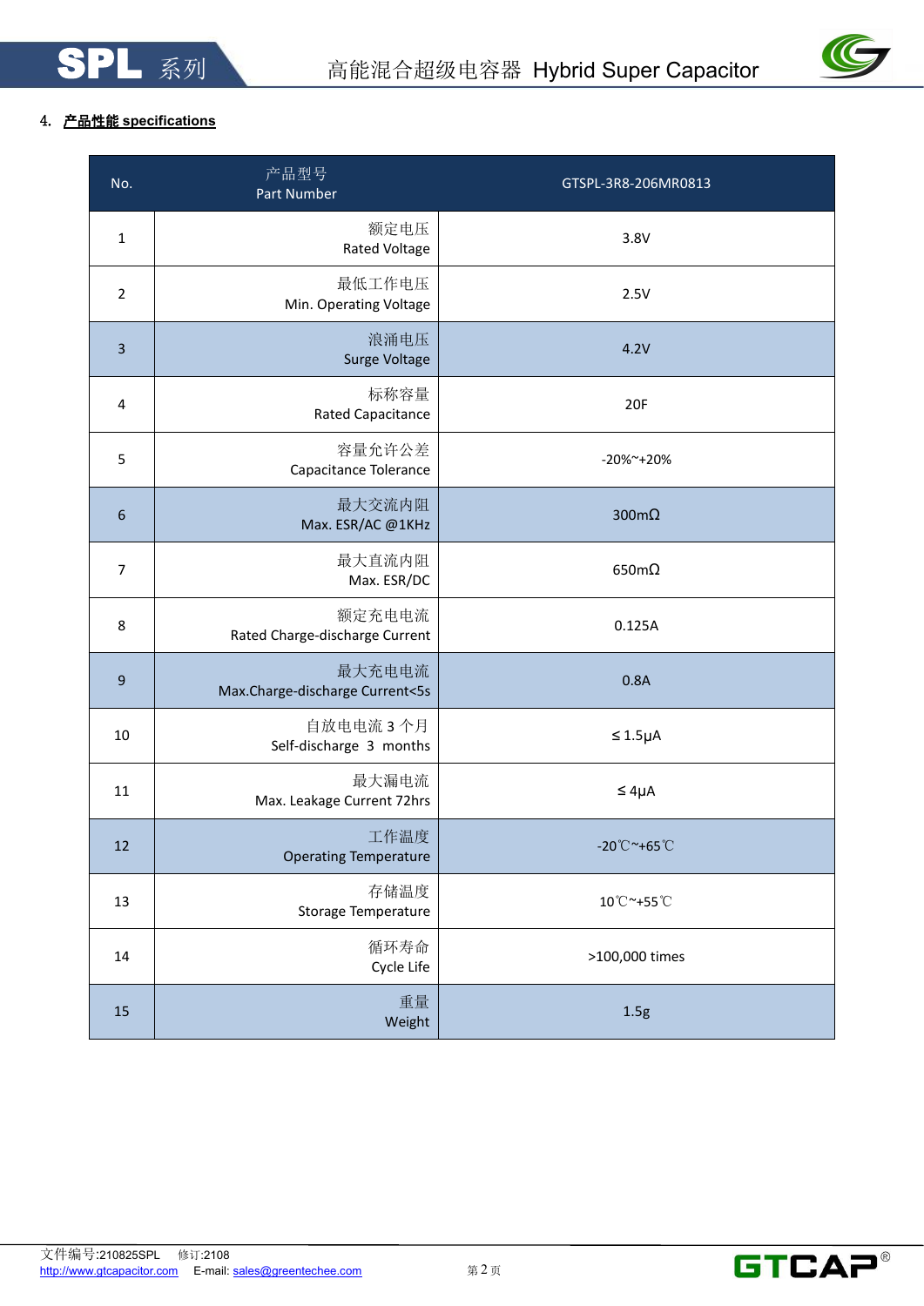## 4. 产品性能 specifications

| No. | 产品型号<br>Part Number | GTSPL-3R8-206MR0813 |
|---|---|---|
| 1 | 额定电压<br>Rated Voltage | 3.8V |
| 2 | 最低工作电压<br>Min. Operating Voltage | 2.5V |
| 3 | 浪涌电压<br>Surge Voltage | 4.2V |
| 4 | 标称容量<br>Rated Capacitance | 20F |
| 5 | 容量允许公差<br>Capacitance Tolerance | -20%~+20% |
| 6 | 最大交流内阻<br>Max. ESR/AC @1KHz | 300mΩ |
| 7 | 最大直流内阻<br>Max. ESR/DC | 650mΩ |
| 8 | 额定充电电流<br>Rated Charge-discharge Current | 0.125A |
| 9 | 最大充电电流<br>Max.Charge-discharge Current<5s | 0.8A |
| 10 | 自放电电流 3 个月<br>Self-discharge 3 months | ≤ 1.5μA |
| 11 | 最大漏电流<br>Max. Leakage Current 72hrs | ≤ 4μA |
| 12 | 工作温度<br>Operating Temperature | -20℃~+65℃ |
| 13 | 存储温度<br>Storage Temperature | 10℃~+55℃ |
| 14 | 循环寿命<br>Cycle Life | >100,000 times |
| 15 | 重量<br>Weight | 1.5g |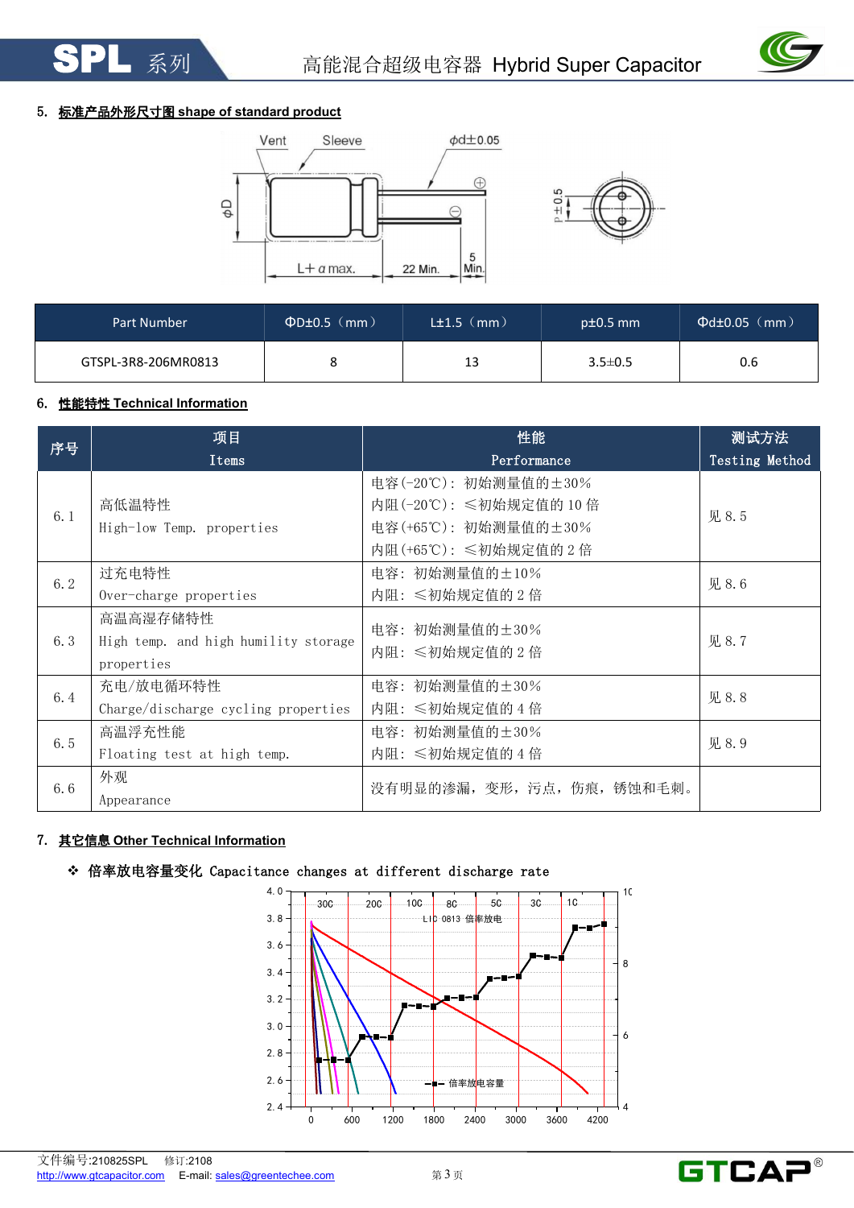## 5. 标准产品外形尺寸图 shape of standard product

| Part Number | ΦD±0.5（mm） | L±1.5（mm） | p±0.5 mm | Φd±0.05（mm） |
|---|---|---|---|---|
| GTSPL-3R8-206MR0813 | 8 | 13 | 3.5±0.5 | 0.6 |

## 6. 性能特性 Technical Information

| 序号 | 项目 Items | 性能 Performance | 测试方法 Testing Method |
|---|---|---|---|
| 6.1 | 高低温特性 High-low Temp. properties | 电容(-20℃)：初始测量值的±30%<br>内阻(-20℃)：≤初始规定值的 10 倍<br>电容(+65℃)：初始测量值的±30%<br>内阻(+65℃)：≤初始规定值的 2 倍 | 见 8.5 |
| 6.2 | 过充电特性 Over-charge properties | 电容：初始测量值的±10%<br>内阻：≤初始规定值的 2 倍 | 见 8.6 |
| 6.3 | 高温高湿存储特性 High temp. and high humility storage properties | 电容：初始测量值的±30%<br>内阻：≤初始规定值的 2 倍 | 见 8.7 |
| 6.4 | 充电/放电循环特性 Charge/discharge cycling properties | 电容：初始测量值的±30%<br>内阻：≤初始规定值的 4 倍 | 见 8.8 |
| 6.5 | 高温浮充性能 Floating test at high temp. | 电容：初始测量值的±30%<br>内阻：≤初始规定值的 4 倍 | 见 8.9 |
| 6.6 | 外观 Appearance | 没有明显的渗漏，变形，污点，伤痕，锈蚀和毛刺。 | |

## 7. 其它信息 Other Technical Information

❖ 倍率放电容量变化 Capacitance changes at different discharge rate

文件编号:210825SPL 修订:2108
http://www.gtcapacitor.com E-mail: sales@greentechee.com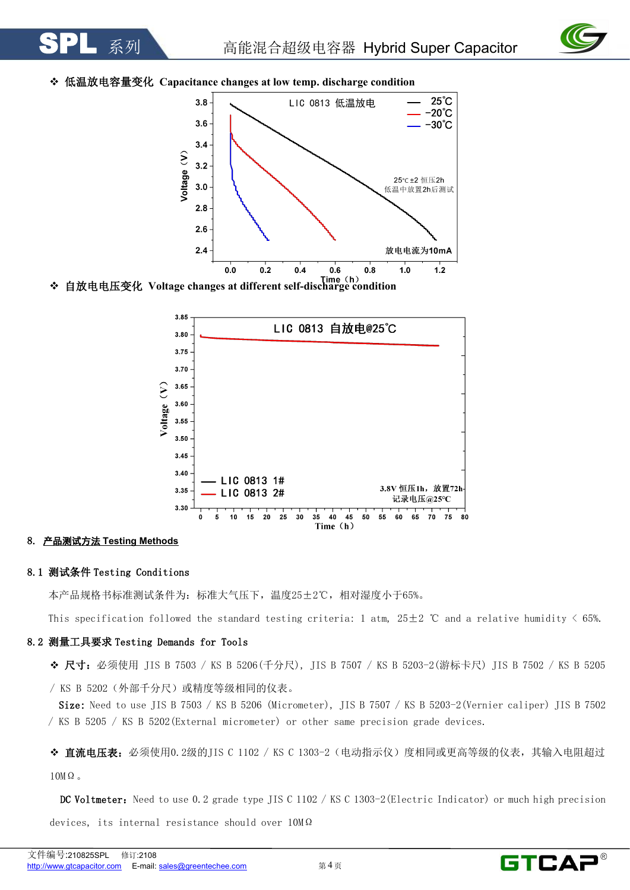❖ 低温放电容量变化 Capacitance changes at low temp. discharge condition

❖ 自放电电压变化 Voltage changes at different self-discharge condition

## 8. 产品测试方法 Testing Methods

### 8.1 测试条件 Testing Conditions

本产品规格书标准测试条件为：标准大气压下，温度25±2℃，相对湿度小于65%。

This specification followed the standard testing criteria: 1 atm, 25±2 ℃ and a relative humidity < 65%.

### 8.2 测量工具要求 Testing Demands for Tools

❖ **尺寸**：必须使用 JIS B 7503 / KS B 5206(千分尺), JIS B 7507 / KS B 5203-2(游标卡尺) JIS B 7502 / KS B 5205 / KS B 5202（外部千分尺）或精度等级相同的仪表。

**Size**: Need to use JIS B 7503 / KS B 5206 (Micrometer), JIS B 7507 / KS B 5203-2(Vernier caliper) JIS B 7502 / KS B 5205 / KS B 5202(External micrometer) or other same precision grade devices.

❖ **直流电压表**：必须使用0.2级的JIS C 1102 / KS C 1303-2（电动指示仪）度相同或更高等级的仪表，其输入电阻超过10MΩ。

**DC Voltmeter**: Need to use 0.2 grade type JIS C 1102 / KS C 1303-2(Electric Indicator) or much high precision devices, its internal resistance should over 10MΩ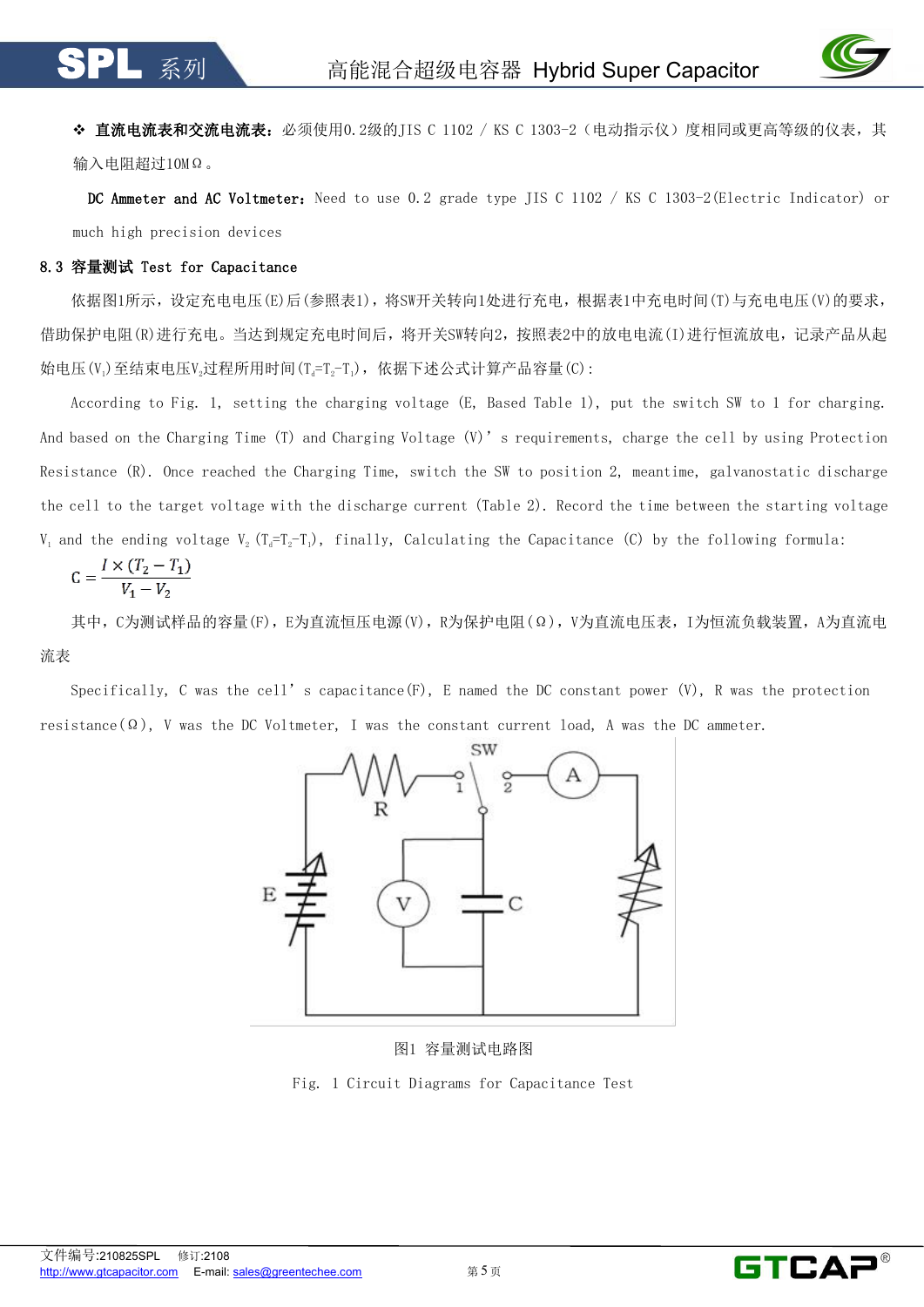❖ **直流电流表和交流电流表：**必须使用0.2级的JIS C 1102 / KS C 1303-2（电动指示仪）度相同或更高等级的仪表，其输入电阻超过10MΩ。

**DC Ammeter and AC Voltmeter：**Need to use 0.2 grade type JIS C 1102 / KS C 1303-2(Electric Indicator) or much high precision devices

## 8.3 容量测试 Test for Capacitance

依据图1所示，设定充电电压(E)后(参照表1)，将SW开关转向1处进行充电，根据表1中充电时间(T)与充电电压(V)的要求，借助保护电阻(R)进行充电。当达到规定充电时间后，将开关SW转向2，按照表2中的放电电流(I)进行恒流放电，记录产品从起始电压($V_1$)至结束电压$V_2$过程所用时间($T_d=T_2-T_1$)，依据下述公式计算产品容量(C)：

According to Fig. 1, setting the charging voltage (E, Based Table 1), put the switch SW to 1 for charging. And based on the Charging Time (T) and Charging Voltage (V)' s requirements, charge the cell by using Protection Resistance (R). Once reached the Charging Time, switch the SW to position 2, meantime, galvanostatic discharge the cell to the target voltage with the discharge current (Table 2). Record the time between the starting voltage $V_1$ and the ending voltage $V_2$ ($T_d=T_2-T_1$), finally, Calculating the Capacitance (C) by the following formula:

$$C = \frac{I \times (T_2 - T_1)}{V_1 - V_2}$$

其中，C为测试样品的容量(F)，E为直流恒压电源(V)，R为保护电阻(Ω)，V为直流电压表，I为恒流负载装置，A为直流电流表

Specifically, C was the cell' s capacitance(F), E named the DC constant power (V), R was the protection resistance(Ω), V was the DC Voltmeter, I was the constant current load, A was the DC ammeter.

图1 容量测试电路图

Fig. 1 Circuit Diagrams for Capacitance Test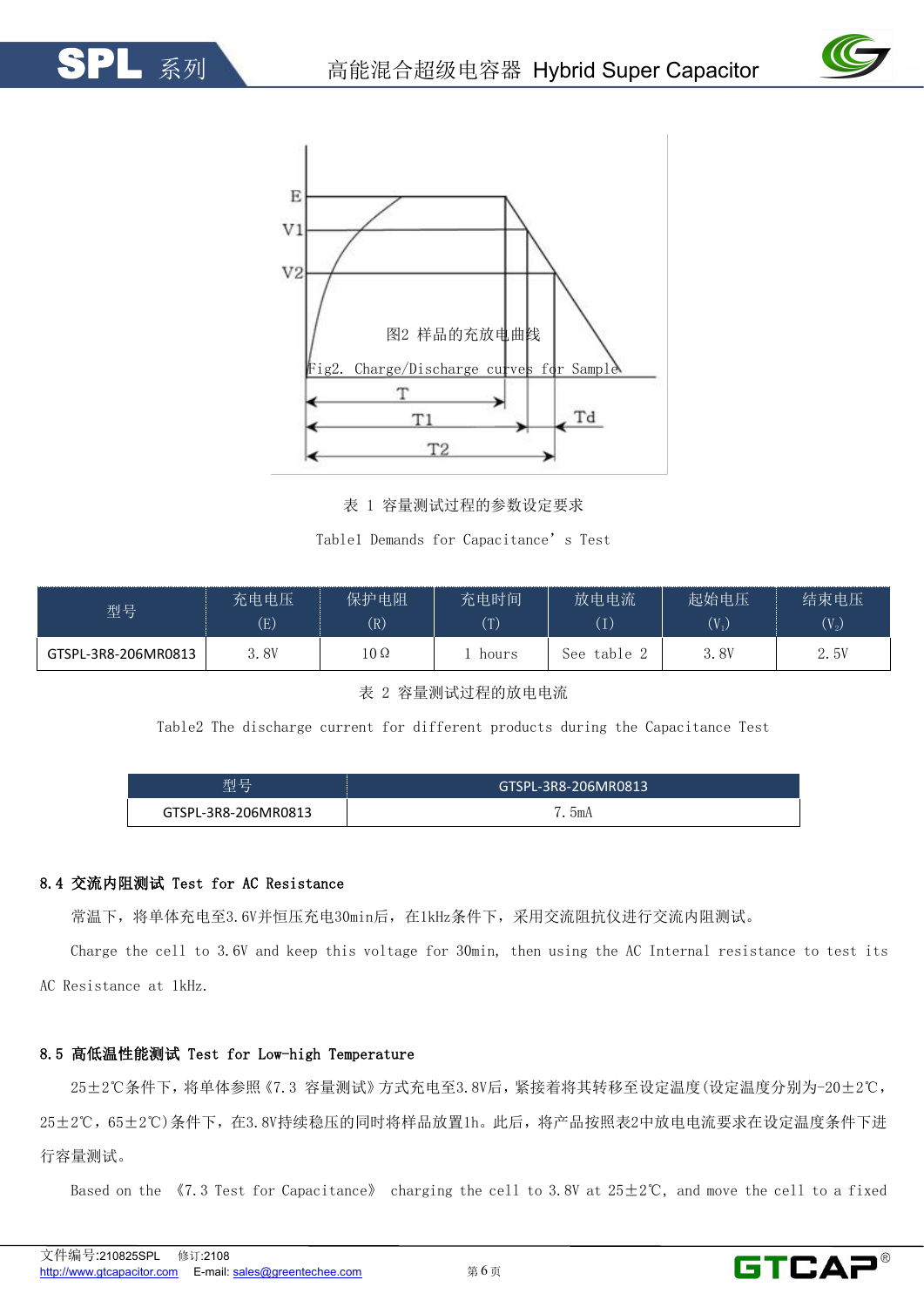图2 样品的充放电曲线

Fig2. Charge/Discharge curves for Sample

表 1 容量测试过程的参数设定要求

Table1 Demands for Capacitance’s Test

| 型号 | 充电电压 (E) | 保护电阻 (R) | 充电时间 (T) | 放电电流 (I) | 起始电压 ($V_1$) | 结束电压 ($V_2$) |
|---|---|---|---|---|---|---|
| GTSPL-3R8-206MR0813 | 3.8V | 10Ω | 1 hours | See table 2 | 3.8V | 2.5V |

表 2 容量测试过程的放电电流

Table2 The discharge current for different products during the Capacitance Test

| 型号 | GTSPL-3R8-206MR0813 |
|---|---|
| GTSPL-3R8-206MR0813 | 7.5mA |

## 8.4 交流内阻测试 Test for AC Resistance

常温下，将单体充电至3.6V并恒压充电30min后，在1kHz条件下，采用交流阻抗仪进行交流内阻测试。

Charge the cell to 3.6V and keep this voltage for 30min, then using the AC Internal resistance to test its AC Resistance at 1kHz.

## 8.5 高低温性能测试 Test for Low-high Temperature

25±2℃条件下，将单体参照《7.3 容量测试》方式充电至3.8V后，紧接着将其转移至设定温度(设定温度分别为-20±2℃，25±2℃，65±2℃)条件下，在3.8V持续稳压的同时将样品放置1h。此后，将产品按照表2中放电电流要求在设定温度条件下进行容量测试。

Based on the 《7.3 Test for Capacitance》 charging the cell to 3.8V at 25±2℃, and move the cell to a fixed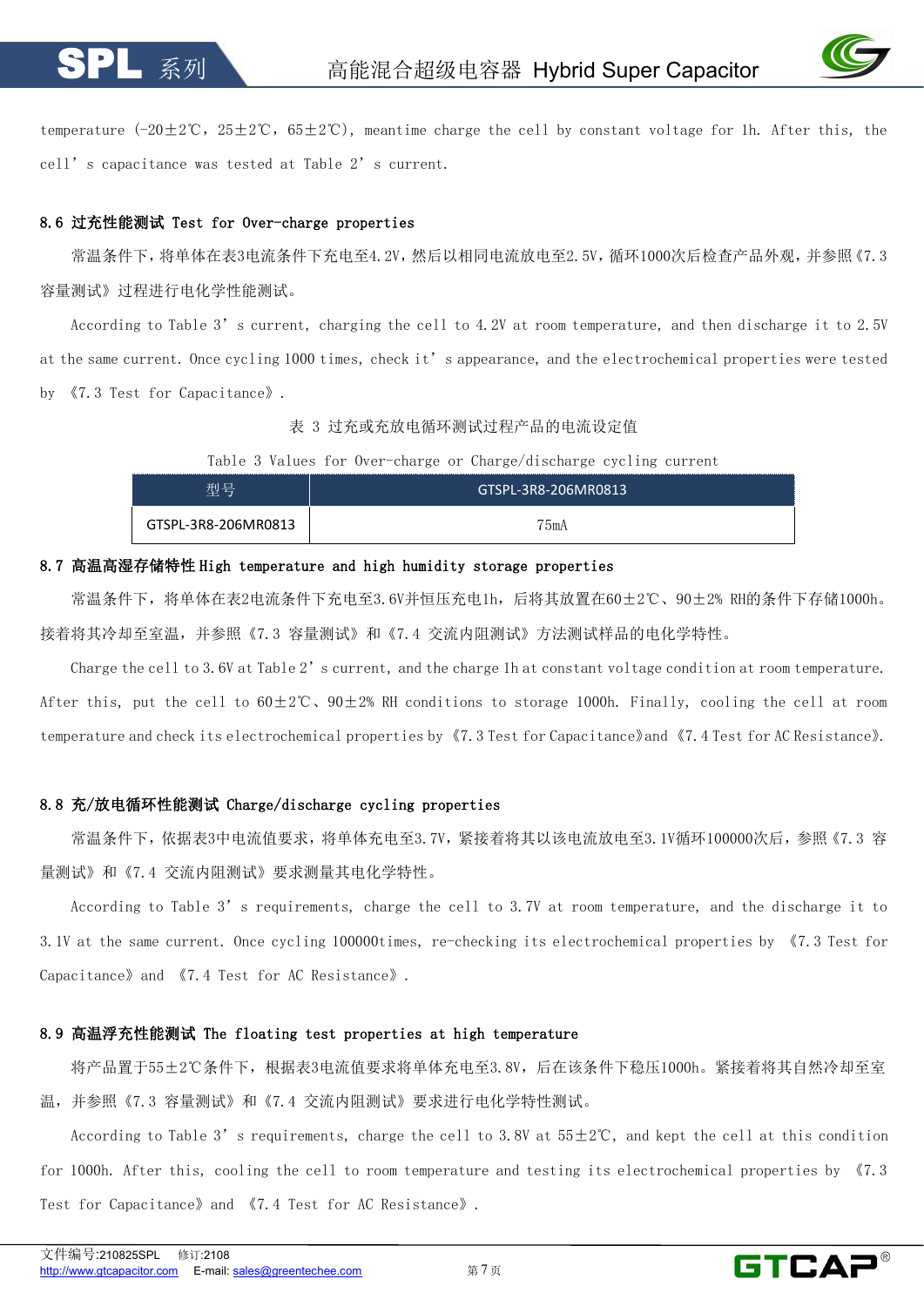temperature (-20±2℃, 25±2℃, 65±2℃), meantime charge the cell by constant voltage for 1h. After this, the cell' s capacitance was tested at Table 2' s current.

## 8.6 过充性能测试 Test for Over-charge properties

常温条件下，将单体在表3电流条件下充电至4.2V，然后以相同电流放电至2.5V，循环1000次后检查产品外观，并参照《7.3 容量测试》过程进行电化学性能测试。

According to Table 3' s current, charging the cell to 4.2V at room temperature, and then discharge it to 2.5V at the same current. Once cycling 1000 times, check it' s appearance, and the electrochemical properties were tested by 《7.3 Test for Capacitance》.

表 3 过充或充放电循环测试过程产品的电流设定值

Table 3 Values for Over-charge or Charge/discharge cycling current

| 型号 | GTSPL-3R8-206MR0813 |
|---|---|
| GTSPL-3R8-206MR0813 | 75mA |

## 8.7 高温高湿存储特性 High temperature and high humidity storage properties

常温条件下，将单体在表2电流条件下充电至3.6V并恒压充电1h，后将其放置在60±2℃、90±2% RH的条件下存储1000h。接着将其冷却至室温，并参照《7.3 容量测试》和《7.4 交流内阻测试》方法测试样品的电化学特性。

Charge the cell to 3.6V at Table 2' s current, and the charge 1h at constant voltage condition at room temperature. After this, put the cell to 60±2℃、90±2% RH conditions to storage 1000h. Finally, cooling the cell at room temperature and check its electrochemical properties by 《7.3 Test for Capacitance》and 《7.4 Test for AC Resistance》.

## 8.8 充/放电循环性能测试 Charge/discharge cycling properties

常温条件下，依据表3中电流值要求，将单体充电至3.7V，紧接着将其以该电流放电至3.1V循环100000次后，参照《7.3 容量测试》和《7.4 交流内阻测试》要求测量其电化学特性。

According to Table 3' s requirements, charge the cell to 3.7V at room temperature, and the discharge it to 3.1V at the same current. Once cycling 100000times, re-checking its electrochemical properties by 《7.3 Test for Capacitance》 and 《7.4 Test for AC Resistance》.

## 8.9 高温浮充性能测试 The floating test properties at high temperature

将产品置于55±2℃条件下，根据表3电流值要求将单体充电至3.8V，后在该条件下稳压1000h。紧接着将其自然冷却至室温，并参照《7.3 容量测试》和《7.4 交流内阻测试》要求进行电化学特性测试。

According to Table 3' s requirements, charge the cell to 3.8V at 55±2℃, and kept the cell at this condition for 1000h. After this, cooling the cell to room temperature and testing its electrochemical properties by 《7.3 Test for Capacitance》 and 《7.4 Test for AC Resistance》.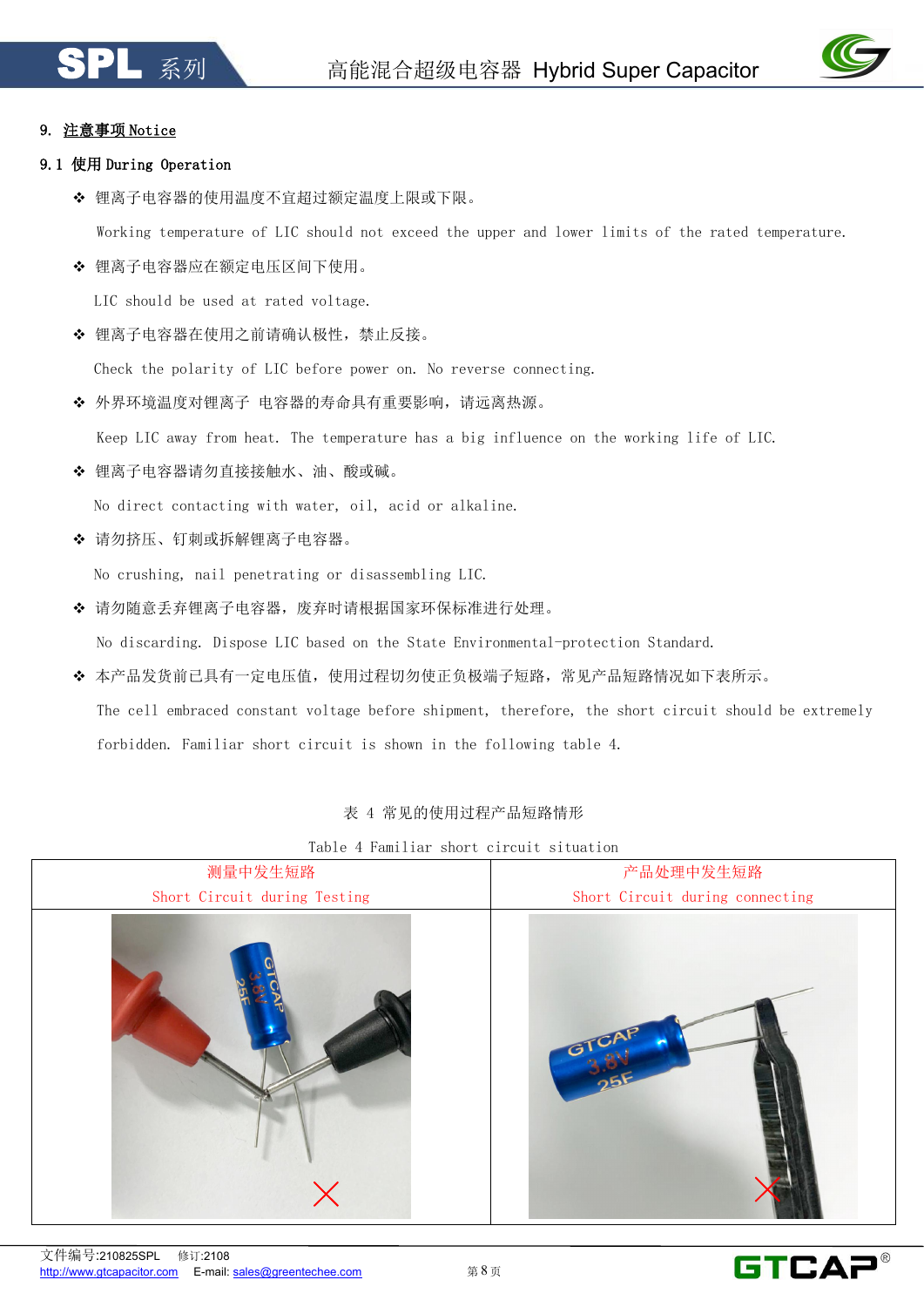## 9. 注意事项 Notice

### 9.1 使用 During Operation

- 锂离子电容器的使用温度不宜超过额定温度上限或下限。

  Working temperature of LIC should not exceed the upper and lower limits of the rated temperature.

- 锂离子电容器应在额定电压区间下使用。

  LIC should be used at rated voltage.

- 锂离子电容器在使用之前请确认极性，禁止反接。

  Check the polarity of LIC before power on. No reverse connecting.

- 外界环境温度对锂离子 电容器的寿命具有重要影响，请远离热源。

  Keep LIC away from heat. The temperature has a big influence on the working life of LIC.

- 锂离子电容器请勿直接接触水、油、酸或碱。

  No direct contacting with water, oil, acid or alkaline.

- 请勿挤压、钉刺或拆解锂离子电容器。

  No crushing, nail penetrating or disassembling LIC.

- 请勿随意丢弃锂离子电容器，废弃时请根据国家环保标准进行处理。

  No discarding. Dispose LIC based on the State Environmental-protection Standard.

- 本产品发货前已具有一定电压值，使用过程切勿使正负极端子短路，常见产品短路情况如下表所示。

  The cell embraced constant voltage before shipment, therefore, the short circuit should be extremely forbidden. Familiar short circuit is shown in the following table 4.

表 4 常见的使用过程产品短路情形

Table 4 Familiar short circuit situation

| 测量中发生短路 Short Circuit during Testing | 产品处理中发生短路 Short Circuit during connecting |
|---|---|
| | |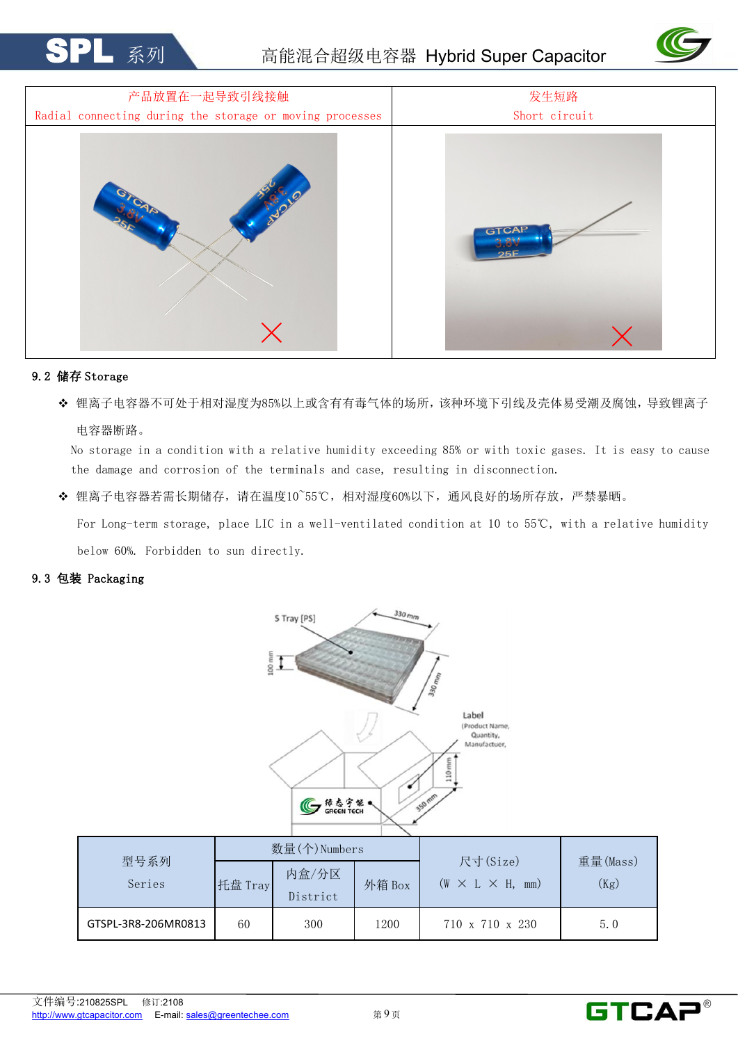| 产品放置在一起导致引线接触<br>Radial connecting during the storage or moving processes | 发生短路<br>Short circuit |
| --- | --- |
| | |

## 9.2 储存 Storage

- 锂离子电容器不可处于相对湿度为85%以上或含有有毒气体的场所，该种环境下引线及壳体易受潮及腐蚀，导致锂离子电容器断路。
  No storage in a condition with a relative humidity exceeding 85% or with toxic gases. It is easy to cause the damage and corrosion of the terminals and case, resulting in disconnection.
- 锂离子电容器若需长期储存，请在温度10~55℃，相对湿度60%以下，通风良好的场所存放，严禁暴晒。
  For Long-term storage, place LIC in a well-ventilated condition at 10 to 55℃, with a relative humidity below 60%. Forbidden to sun directly.

## 9.3 包装 Packaging

5 Tray [PS]
330 mm
100 mm
330 mm
Label
(Product Name, Quantity, Manufactuer,
110 mm
350 mm
绿态宇能 GREEN TECH

| 型号系列<br>Series | 数量(个)Numbers | | | 尺寸(Size)<br>(W × L × H, mm) | 重量(Mass)<br>(Kg) |
| --- | --- | --- | --- | --- | --- |
| | 托盘 Tray | 内盒/分区<br>District | 外箱 Box | | |
| GTSPL-3R8-206MR0813 | 60 | 300 | 1200 | 710 x 710 x 230 | 5.0 |

文件编号:210825SPL　修订:2108
http://www.gtcapacitor.com　E-mail: sales@greentechee.com